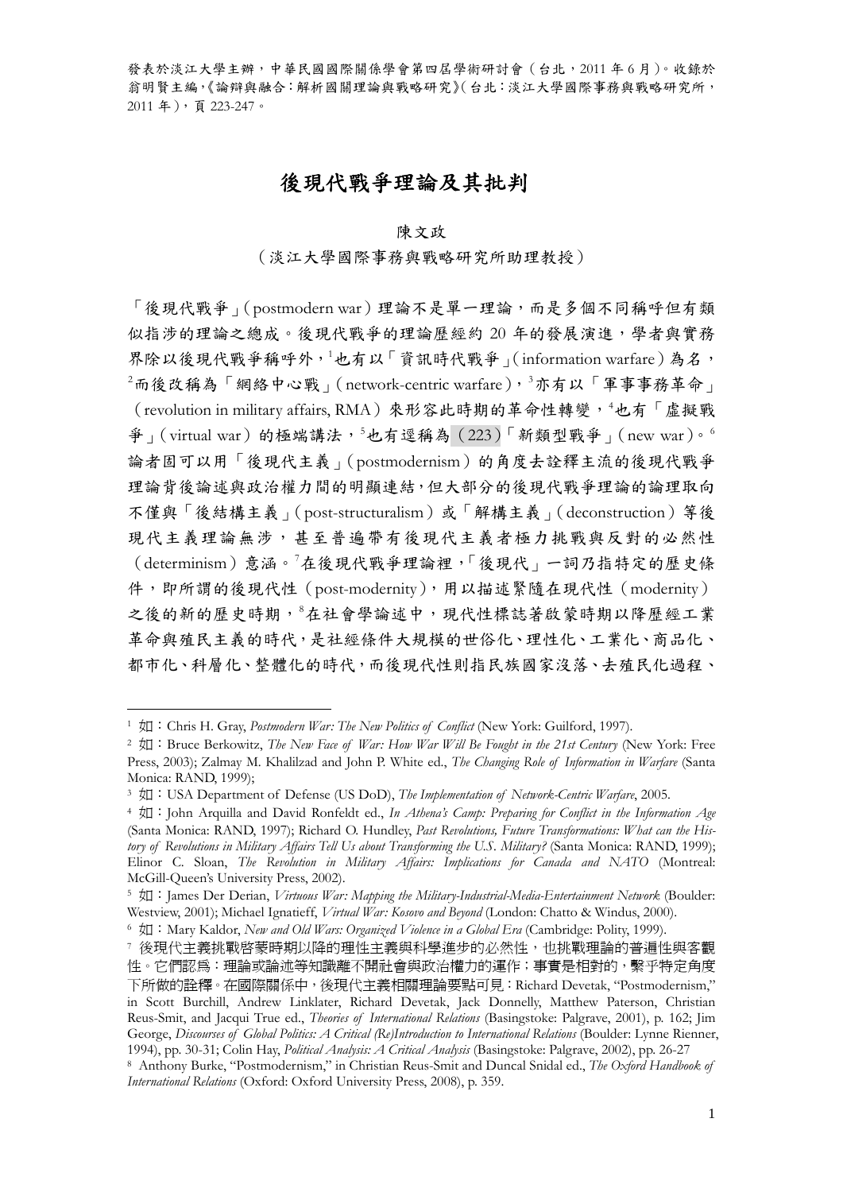發表於淡江大學主辦，中華民國國際關係學會第四屆學術研討會（台北，2011 年 6 月）。收錄於翁明賢主編，《論辯與融合：解析國關理論與戰略研究》（台北：淡江大學國際事務與戰略研究所，2011 年），頁 223-247。

# 後現代戰爭理論及其批判

陳文政

（淡江大學國際事務與戰略研究所助理教授）

「後現代戰爭」（postmodern war）理論不是單一理論，而是多個不同稱呼但有類似指涉的理論之總成。後現代戰爭的理論歷經約 20 年的發展演進，學者與實務界除以後現代戰爭稱呼外，[1]也有以「資訊時代戰爭」（information warfare）為名，[2]而後改稱為「網絡中心戰」（network-centric warfare），[3]亦有以「軍事事務革命」（revolution in military affairs, RMA）來形容此時期的革命性轉變，[4]也有「虛擬戰爭」（virtual war）的極端講法，[5]也有逕稱為（223）「新類型戰爭」（new war）。[6]論者固可以用「後現代主義」（postmodernism）的角度去詮釋主流的後現代戰爭理論背後論述與政治權力間的明顯連結，但大部分的後現代戰爭理論的論理取向不僅與「後結構主義」（post-structuralism）或「解構主義」（deconstruction）等後現代主義理論無涉，甚至普遍帶有後現代主義者極力挑戰與反對的必然性（determinism）意涵。[7]在後現代戰爭理論裡，「後現代」一詞乃指特定的歷史條件，即所謂的後現代性（post-modernity），用以描述緊隨在現代性（modernity）之後的新的歷史時期，[8]在社會學論述中，現代性標誌著啟蒙時期以降歷經工業革命與殖民主義的時代，是社經條件大規模的世俗化、理性化、工業化、商品化、都市化、科層化、整體化的時代，而後現代性則指民族國家沒落、去殖民化過程、

---

[1] 如：Chris H. Gray, *Postmodern War: The New Politics of Conflict* (New York: Guilford, 1997).

[2] 如：Bruce Berkowitz, *The New Face of War: How War Will Be Fought in the 21st Century* (New York: Free Press, 2003); Zalmay M. Khalilzad and John P. White ed., *The Changing Role of Information in Warfare* (Santa Monica: RAND, 1999);

[3] 如：USA Department of Defense (US DoD), *The Implementation of Network-Centric Warfare*, 2005.

[4] 如：John Arquilla and David Ronfeldt ed., *In Athena's Camp: Preparing for Conflict in the Information Age* (Santa Monica: RAND, 1997); Richard O. Hundley, *Past Revolutions, Future Transformations: What can the History of Revolutions in Military Affairs Tell Us about Transforming the U.S. Military?* (Santa Monica: RAND, 1999); Elinor C. Sloan, *The Revolution in Military Affairs: Implications for Canada and NATO* (Montreal: McGill-Queen's University Press, 2002).

[5] 如：James Der Derian, *Virtuous War: Mapping the Military-Industrial-Media-Entertainment Network* (Boulder: Westview, 2001); Michael Ignatieff, *Virtual War: Kosovo and Beyond* (London: Chatto & Windus, 2000).

[6] 如：Mary Kaldor, *New and Old Wars: Organized Violence in a Global Era* (Cambridge: Polity, 1999).

[7] 後現代主義挑戰啓蒙時期以降的理性主義與科學進步的必然性，也挑戰理論的普遍性與客觀性。它們認爲：理論或論述等知識離不開社會與政治權力的運作；事實是相對的，繫乎特定角度下所做的詮釋。在國際關係中，後現代主義相關理論要點可見：Richard Devetak, "Postmodernism," in Scott Burchill, Andrew Linklater, Richard Devetak, Jack Donnelly, Matthew Paterson, Christian Reus-Smit, and Jacqui True ed., *Theories of International Relations* (Basingstoke: Palgrave, 2001), p. 162; Jim George, *Discourses of Global Politics: A Critical (Re)Introduction to International Relations* (Boulder: Lynne Rienner, 1994), pp. 30-31; Colin Hay, *Political Analysis: A Critical Analysis* (Basingstoke: Palgrave, 2002), pp. 26-27

[8] Anthony Burke, "Postmodernism," in Christian Reus-Smit and Duncal Snidal ed., *The Oxford Handbook of International Relations* (Oxford: Oxford University Press, 2008), p. 359.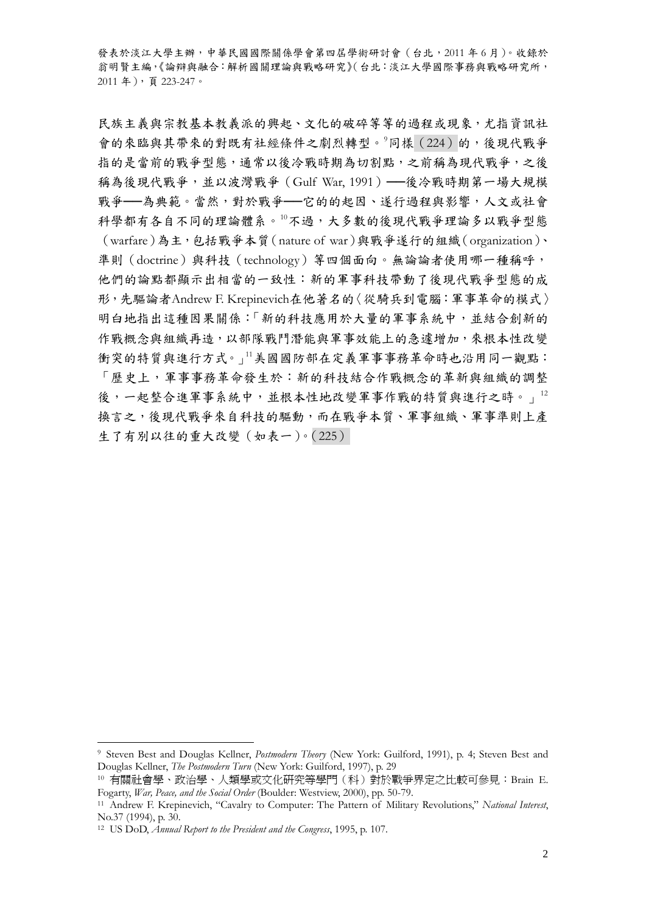民族主義與宗教基本教義派的興起、文化的破碎等等的過程或現象，尤指資訊社會的來臨與其帶來的對既有社經條件之劇烈轉型。[9]同樣（224）的，後現代戰爭指的是當前的戰爭型態，通常以後冷戰時期為切割點，之前稱為現代戰爭，之後稱為後現代戰爭，並以波灣戰爭（Gulf War, 1991）──後冷戰時期第一場大規模戰爭──為典範。當然，對於戰爭──它的的起因、遂行過程與影響，人文或社會科學都有各自不同的理論體系。[10]不過，大多數的後現代戰爭理論多以戰爭型態（warfare）為主，包括戰爭本質（nature of war）與戰爭遂行的組織（organization）、準則（doctrine）與科技（technology）等四個面向。無論論者使用哪一種稱呼，他們的論點都顯示出相當的一致性：新的軍事科技帶動了後現代戰爭型態的成形，先驅論者Andrew F. Krepinevich在他著名的〈從騎兵到電腦：軍事革命的模式〉明白地指出這種因果關係：「新的科技應用於大量的軍事系統中，並結合創新的作戰概念與組織再造，以部隊戰鬥潛能與軍事效能上的急遽增加，來根本性改變衝突的特質與進行方式。」[11]美國國防部在定義軍事事務革命時也沿用同一觀點：「歷史上，軍事事務革命發生於：新的科技結合作戰概念的革新與組織的調整後，一起整合進軍事系統中，並根本性地改變軍事作戰的特質與進行之時。」[12]換言之，後現代戰爭來自科技的驅動，而在戰爭本質、軍事組織、軍事準則上產生了有別以往的重大改變（如表一）。（225）

---

[9] Steven Best and Douglas Kellner, *Postmodern Theory* (New York: Guilford, 1991), p. 4; Steven Best and Douglas Kellner, *The Postmodern Turn* (New York: Guilford, 1997), p. 29

[10] 有關社會學、政治學、人類學或文化研究等學門（科）對於戰爭界定之比較可參見：Brain E. Fogarty, *War, Peace, and the Social Order* (Boulder: Westview, 2000), pp. 50-79.

[11] Andrew F. Krepinevich, "Cavalry to Computer: The Pattern of Military Revolutions," *National Interest*, No.37 (1994), p. 30.

[12] US DoD, *Annual Report to the President and the Congress*, 1995, p. 107.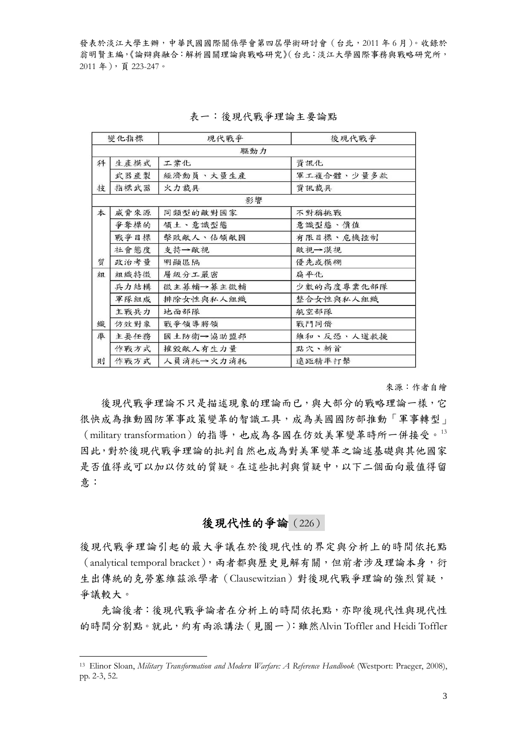表一：後現代戰爭理論主要論點

| 變化指標 | | 現代戰爭 | 後現代戰爭 |
|---|---|---|---|
| 驅動力 | | | |
| 科技 | 生產模式 | 工業化 | 資訊化 |
| | 武器產製 | 經濟動員、大量生產 | 軍工複合體、少量多款 |
| | 指標武器 | 火力載具 | 資訊載具 |
| 影響 | | | |
| 本質 | 威脅來源 | 同類型的敵對國家 | 不對稱挑戰 |
| | 爭奪標的 | 領土、意識型態 | 意識型態、價值 |
| | 戰爭目標 | 擊敗敵人、佔領敵國 | 有限目標、危機控制 |
| | 社會態度 | 支持→敵視 | 敵視→漠視 |
| | 政治考量 | 明顯區隔 | 優先或模糊 |
| 組織 | 組織特徵 | 層級分工嚴密 | 扁平化 |
| | 兵力結構 | 徵主募輔→募主徵輔 | 少數的高度專業化部隊 |
| | 軍隊組成 | 排除女性與私人組織 | 整合女性與私人組織 |
| | 主戰兵力 | 地面部隊 | 航空部隊 |
| | 仿效對象 | 戰爭領導將領 | 戰鬥同儕 |
| 準則 | 主要任務 | 國土防衛→協助盟邦 | 維和、反恐、人道救援 |
| | 作戰方式 | 摧毀敵人有生力量 | 點穴、斬首 |
| | 作戰方式 | 人員消耗→火力消耗 | 遠距精準打擊 |

來源：作者自繪

後現代戰爭理論不只是描述現象的理論而已，與大部分的戰略理論一樣，它很快成為推動國防軍事政策變革的智識工具，成為美國國防部推動「軍事轉型」（military transformation）的指導，也成為各國在仿效美軍變革時所一併接受。[13] 因此，對於後現代戰爭理論的批判自然也成為對美軍變革之論述基礎與其他國家是否值得或可以加以仿效的質疑。在這些批判與質疑中，以下二個面向最值得留意：

## 後現代性的爭論（226）

後現代戰爭理論引起的最大爭議在於後現代性的界定與分析上的時間依托點（analytical temporal bracket），兩者都與歷史見解有關，但前者涉及理論本身，衍生出傳統的克勞塞維茲派學者（Clausewitzian）對後現代戰爭理論的強烈質疑，爭議較大。

先論後者：後現代戰爭論者在分析上的時間依托點，亦即後現代性與現代性的時間分割點。就此，約有兩派講法（見圖一）：雖然Alvin Toffler and Heidi Toffler

---

[13] Elinor Sloan, *Military Transformation and Modern Warfare: A Reference Handbook* (Westport: Praeger, 2008), pp. 2-3, 52.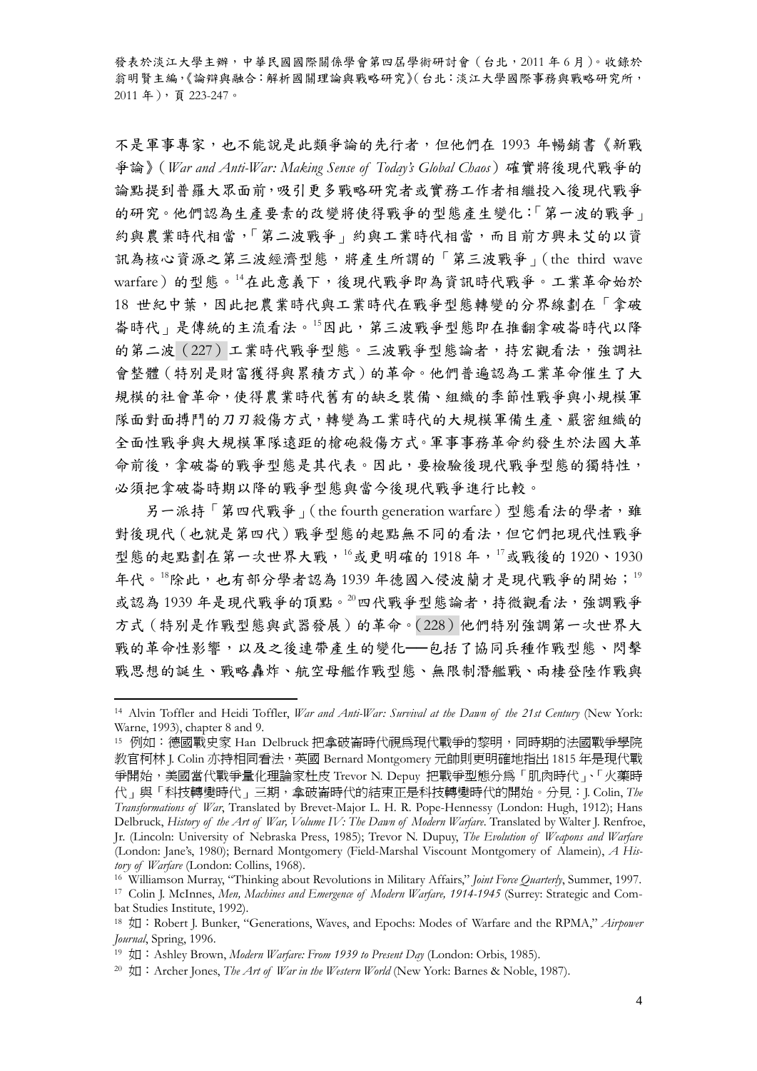不是軍事專家，也不能說是此類爭論的先行者，但他們在 1993 年暢銷書《新戰爭論》（*War and Anti-War: Making Sense of Today's Global Chaos*）確實將後現代戰爭的論點提到普羅大眾面前，吸引更多戰略研究者或實務工作者相繼投入後現代戰爭的研究。他們認為生產要素的改變將使得戰爭的型態產生變化：「第一波的戰爭」約與農業時代相當，「第二波戰爭」約與工業時代相當，而目前方興未艾的以資訊為核心資源之第三波經濟型態，將產生所謂的「第三波戰爭」（the third wave warfare）的型態。[14] 在此意義下，後現代戰爭即為資訊時代戰爭。工業革命始於 18 世紀中葉，因此把農業時代與工業時代在戰爭型態轉變的分界線劃在「拿破崙時代」是傳統的主流看法。[15] 因此，第三波戰爭型態即在推翻拿破崙時代以降的第二波（227）工業時代戰爭型態。三波戰爭型態論者，持宏觀看法，強調社會整體（特別是財富獲得與累積方式）的革命。他們普遍認為工業革命催生了大規模的社會革命，使得農業時代舊有的缺乏裝備、組織的季節性戰爭與小規模軍隊面對面搏鬥的刀刃殺傷方式，轉變為工業時代的大規模軍備生產、嚴密組織的全面性戰爭與大規模軍隊遠距的槍砲殺傷方式。軍事事務革命約發生於法國大革命前後，拿破崙的戰爭型態是其代表。因此，要檢驗後現代戰爭型態的獨特性，必須把拿破崙時期以降的戰爭型態與當今後現代戰爭進行比較。

另一派持「第四代戰爭」（the fourth generation warfare）型態看法的學者，雖對後現代（也就是第四代）戰爭型態的起點無不同的看法，但它們把現代性戰爭型態的起點劃在第一次世界大戰，[16] 或更明確的 1918 年，[17] 或戰後的 1920、1930 年代。[18] 除此，也有部分學者認為 1939 年德國入侵波蘭才是現代戰爭的開始；[19] 或認為 1939 年是現代戰爭的頂點。[20] 四代戰爭型態論者，持微觀看法，強調戰爭方式（特別是作戰型態與武器發展）的革命。（228）他們特別強調第一次世界大戰的革命性影響，以及之後連帶產生的變化──包括了協同兵種作戰型態、閃擊戰思想的誕生、戰略轟炸、航空母艦作戰型態、無限制潛艦戰、兩棲登陸作戰與

---

[14] Alvin Toffler and Heidi Toffler, *War and Anti-War: Survival at the Dawn of the 21st Century* (New York: Warne, 1993), chapter 8 and 9.

[15] 例如：德國戰史家 Han Delbruck 把拿破崙時代視爲現代戰爭的黎明，同時期的法國戰爭學院教官柯林 J. Colin 亦持相同看法，英國 Bernard Montgomery 元帥則更明確地指出 1815 年是現代戰爭開始，美國當代戰爭量化理論家杜皮 Trevor N. Depuy 把戰爭型態分爲「肌肉時代」、「火藥時代」與「科技轉變時代」三期，拿破崙時代的結束正是科技轉變時代的開始。分見：J. Colin, *The Transformations of War*, Translated by Brevet-Major L. H. R. Pope-Hennessy (London: Hugh, 1912); Hans Delbruck, *History of the Art of War, Volume IV: The Dawn of Modern Warfare*. Translated by Walter J. Renfroe, Jr. (Lincoln: University of Nebraska Press, 1985); Trevor N. Dupuy, *The Evolution of Weapons and Warfare* (London: Jane's, 1980); Bernard Montgomery (Field-Marshal Viscount Montgomery of Alamein), *A History of Warfare* (London: Collins, 1968).

[16] Williamson Murray, "Thinking about Revolutions in Military Affairs," *Joint Force Quarterly*, Summer, 1997.

[17] Colin J. McInnes, *Men, Machines and Emergence of Modern Warfare, 1914-1945* (Surrey: Strategic and Combat Studies Institute, 1992).

[18] 如：Robert J. Bunker, "Generations, Waves, and Epochs: Modes of Warfare and the RPMA," *Airpower Journal*, Spring, 1996.

[19] 如：Ashley Brown, *Modern Warfare: From 1939 to Present Day* (London: Orbis, 1985).

[20] 如：Archer Jones, *The Art of War in the Western World* (New York: Barnes & Noble, 1987).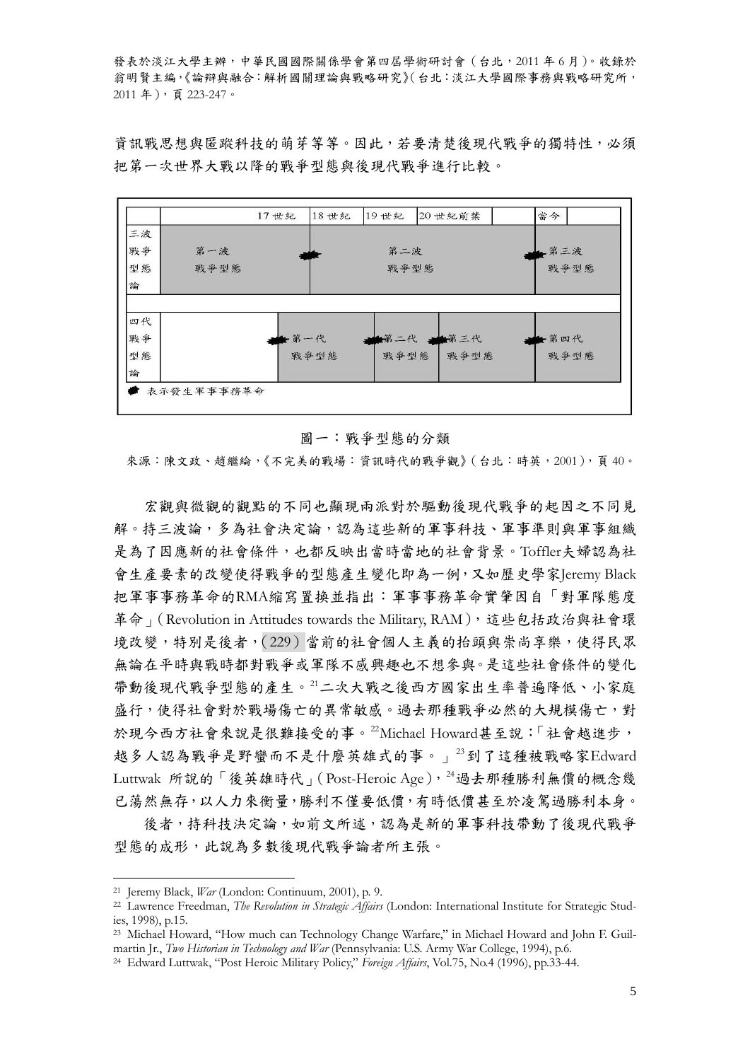資訊戰思想與匿蹤科技的萌芽等等。因此，若要清楚後現代戰爭的獨特性，必須把第一次世界大戰以降的戰爭型態與後現代戰爭進行比較。

| | 17世紀 | 18世紀 | 19世紀 | 20世紀前葉 | | 當今 | |
|---|---|---|---|---|---|---|---|
| 三波戰爭型態論 | 第一波戰爭型態 | ◆ | 第二波戰爭型態 | | ◆ | 第三波戰爭型態 | |
| 四代戰爭型態論 | ◆ | 第一代戰爭型態 | ◆ 第二代戰爭型態 | ◆ 第三代戰爭型態 | ◆ | 第四代戰爭型態 | |

◆ 表示發生軍事事務革命

圖一：戰爭型態的分類

來源：陳文政、趙繼綸，《不完美的戰場：資訊時代的戰爭觀》（台北：時英，2001），頁 40。

宏觀與微觀的觀點的不同也顯現兩派對於驅動後現代戰爭的起因之不同見解。持三波論，多為社會決定論，認為這些新的軍事科技、軍事準則與軍事組織是為了因應新的社會條件，也都反映出當時當地的社會背景。Toffler夫婦認為社會生產要素的改變使得戰爭的型態產生變化即為一例，又如歷史學家Jeremy Black把軍事事務革命的RMA縮寫置換並指出：軍事事務革命實肇因自「對軍隊態度革命」（Revolution in Attitudes towards the Military, RAM），這些包括政治與社會環境改變，特別是後者，（229）當前的社會個人主義的抬頭與崇尚享樂，使得民眾無論在平時與戰時都對戰爭或軍隊不感興趣也不想參與。是這些社會條件的變化帶動後現代戰爭型態的產生。[21]二次大戰之後西方國家出生率普遍降低、小家庭盛行，使得社會對於戰場傷亡的異常敏感。過去那種戰爭必然的大規模傷亡，對於現今西方社會來說是很難接受的事。[22]Michael Howard甚至說：「社會越進步，越多人認為戰爭是野蠻而不是什麼英雄式的事。」[23]到了這種被戰略家Edward Luttwak 所說的「後英雄時代」（Post-Heroic Age），[24]過去那種勝利無價的概念幾已蕩然無存，以人力來衡量，勝利不僅要低價，有時低價甚至於凌駕過勝利本身。

後者，持科技決定論，如前文所述，認為是新的軍事科技帶動了後現代戰爭型態的成形，此說為多數後現代戰爭論者所主張。

---

[21] Jeremy Black, *War* (London: Continuum, 2001), p. 9.

[22] Lawrence Freedman, *The Revolution in Strategic Affairs* (London: International Institute for Strategic Studies, 1998), p.15.

[23] Michael Howard, "How much can Technology Change Warfare," in Michael Howard and John F. Guilmartin Jr., *Two Historian in Technology and War* (Pennsylvania: U.S. Army War College, 1994), p.6.

[24] Edward Luttwak, "Post Heroic Military Policy," *Foreign Affairs*, Vol.75, No.4 (1996), pp.33-44.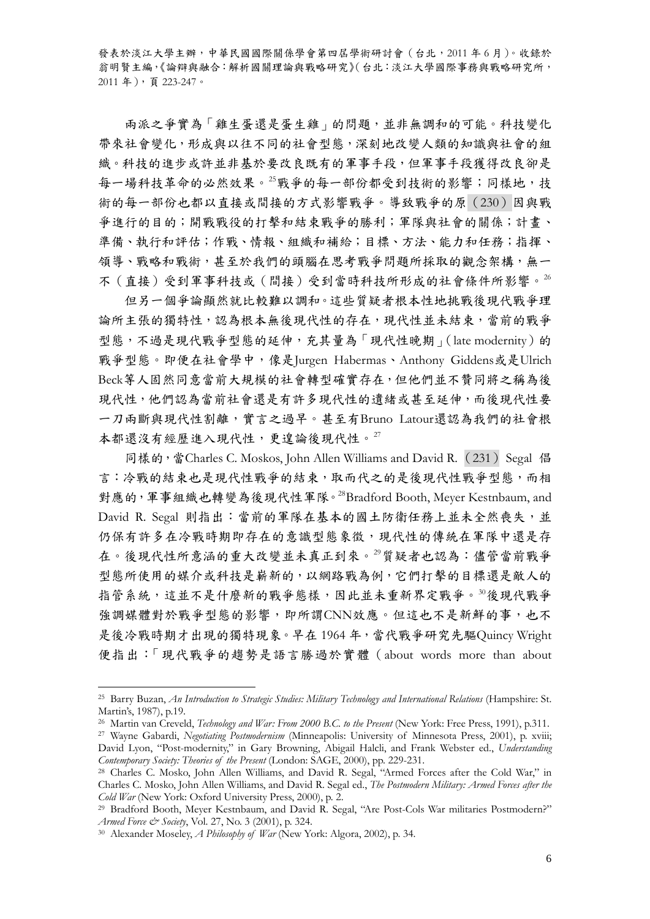發表於淡江大學主辦，中華民國國際關係學會第四屆學術研討會（台北，2011 年 6 月）。收錄於翁明賢主編，《論辯與融合：解析國關理論與戰略研究》（台北：淡江大學國際事務與戰略研究所，2011 年），頁 223-247。

兩派之爭實為「雞生蛋還是蛋生雞」的問題，並非無調和的可能。科技變化帶來社會變化，形成與以往不同的社會型態，深刻地改變人類的知識與社會的組織。科技的進步或許並非基於要改良既有的軍事手段，但軍事手段獲得改良卻是每一場科技革命的必然效果。[25]戰爭的每一部份都受到技術的影響；同樣地，技術的每一部份也都以直接或間接的方式影響戰爭。導致戰爭的原（230）因與戰爭進行的目的；開戰戰役的打擊和結束戰爭的勝利；軍隊與社會的關係；計畫、準備、執行和評估；作戰、情報、組織和補給；目標、方法、能力和任務；指揮、領導、戰略和戰術，甚至於我們的頭腦在思考戰爭問題所採取的觀念架構，無一不（直接）受到軍事科技或（間接）受到當時科技所形成的社會條件所影響。[26]

但另一個爭論顯然就比較難以調和。這些質疑者根本性地挑戰後現代戰爭理論所主張的獨特性，認為根本無後現代性的存在，現代性並未結束，當前的戰爭型態，不過是現代戰爭型態的延伸，充其量為「現代性晚期」（late modernity）的戰爭型態。即便在社會學中，像是Jurgen Habermas、Anthony Giddens或是Ulrich Beck等人固然同意當前大規模的社會轉型確實存在，但他們並不贊同將之稱為後現代性，他們認為當前社會還是有許多現代性的遺緒或甚至延伸，而後現代性要一刀兩斷與現代性割離，實言之過早。甚至有Bruno Latour還認為我們的社會根本都還沒有經歷進入現代性，更遑論後現代性。[27]

同樣的，當Charles C. Moskos, John Allen Williams and David R. （231）Segal 倡言：冷戰的結束也是現代性戰爭的結束，取而代之的是後現代性戰爭型態，而相對應的，軍事組織也轉變為後現代性軍隊。[28]Bradford Booth, Meyer Kestnbaum, and David R. Segal 則指出：當前的軍隊在基本的國土防衛任務上並未全然喪失，並仍保有許多在冷戰時期即存在的意識型態象徵，現代性的傳統在軍隊中還是存在。後現代性所意涵的重大改變並未真正到來。[29]質疑者也認為：儘管當前戰爭型態所使用的媒介或科技是嶄新的，以網路戰為例，它們打擊的目標還是敵人的指管系統，這並不是什麼新的戰爭態樣，因此並未重新界定戰爭。[30]後現代戰爭強調媒體對於戰爭型態的影響，即所謂CNN效應。但這也不是新鮮的事，也不是後冷戰時期才出現的獨特現象。早在 1964 年，當代戰爭研究先驅Quincy Wright便指出：「現代戰爭的趨勢是語言勝過於實體（about words more than about

---

[25] Barry Buzan, *An Introduction to Strategic Studies: Military Technology and International Relations* (Hampshire: St. Martin's, 1987), p.19.

[26] Martin van Creveld, *Technology and War: From 2000 B.C. to the Present* (New York: Free Press, 1991), p.311.

[27] Wayne Gabardi, *Negotiating Postmodernism* (Minneapolis: University of Minnesota Press, 2001), p. xviii; David Lyon, "Post-modernity," in Gary Browning, Abigail Halcli, and Frank Webster ed., *Understanding Contemporary Society: Theories of the Present* (London: SAGE, 2000), pp. 229-231.

[28] Charles C. Mosko, John Allen Williams, and David R. Segal, "Armed Forces after the Cold War," in Charles C. Mosko, John Allen Williams, and David R. Segal ed., *The Postmodern Military: Armed Forces after the Cold War* (New York: Oxford University Press, 2000), p. 2.

[29] Bradford Booth, Meyer Kestnbaum, and David R. Segal, "Are Post-Cols War militaries Postmodern?" *Armed Force & Society*, Vol. 27, No. 3 (2001), p. 324.

[30] Alexander Moseley, *A Philosophy of War* (New York: Algora, 2002), p. 34.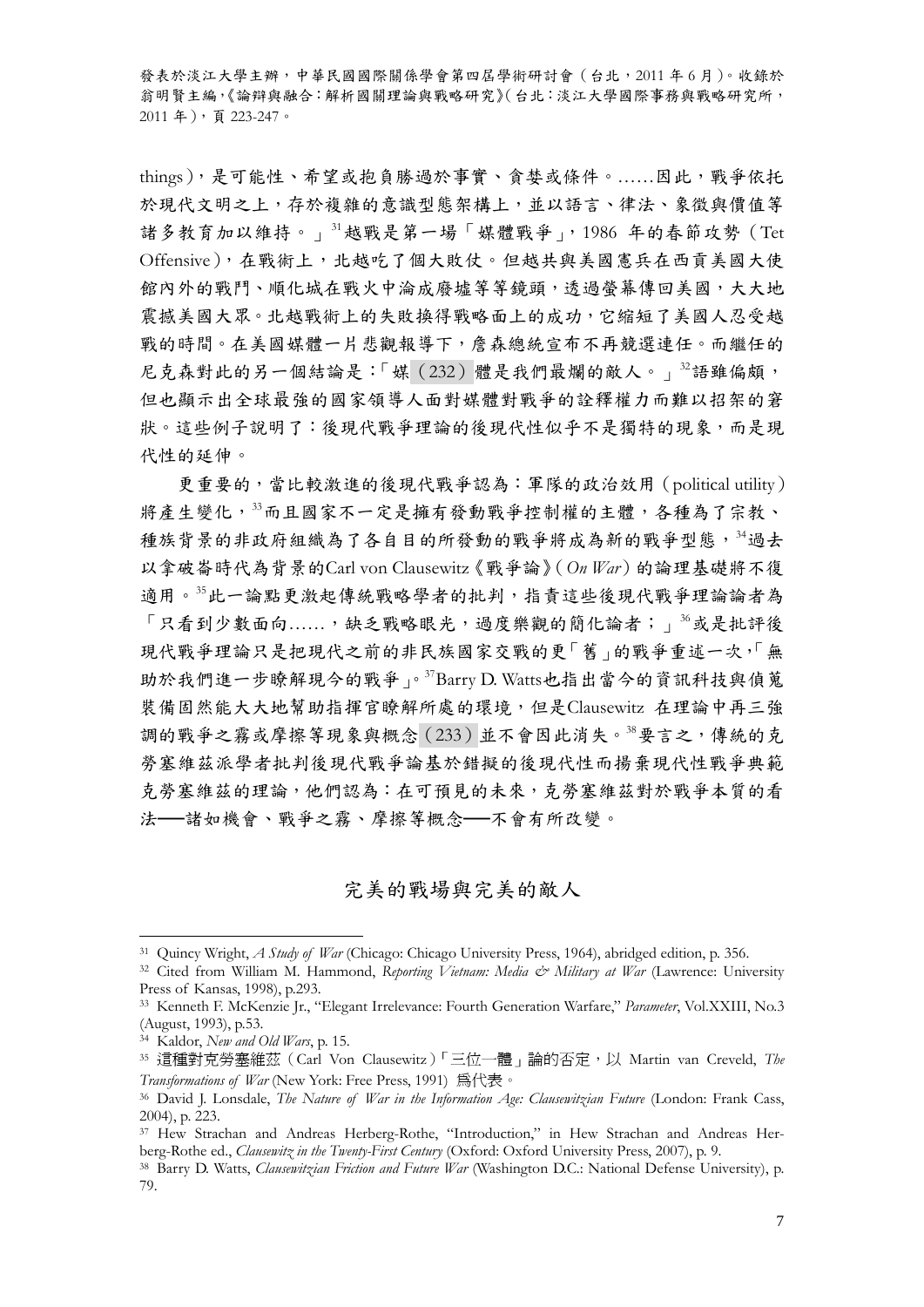things），是可能性、希望或抱負勝過於事實、貪婪或條件。……因此，戰爭依托於現代文明之上，存於複雜的意識型態架構上，並以語言、律法、象徵與價值等諸多教育加以維持。」[31]越戰是第一場「媒體戰爭」，1986 年的春節攻勢（Tet Offensive），在戰術上，北越吃了個大敗仗。但越共與美國憲兵在西貢美國大使館內外的戰鬥、順化城在戰火中淪成廢墟等等鏡頭，透過螢幕傳回美國，大大地震撼美國大眾。北越戰術上的失敗換得戰略面上的成功，它縮短了美國人忍受越戰的時間。在美國媒體一片悲觀報導下，詹森總統宣布不再競選連任。而繼任的尼克森對此的另一個結論是：「媒（232）體是我們最爛的敵人。」[32]語雖偏頗，但也顯示出全球最強的國家領導人面對媒體對戰爭的詮釋權力而難以招架的窘狀。這些例子說明了：後現代戰爭理論的後現代性似乎不是獨特的現象，而是現代性的延伸。

更重要的，當比較激進的後現代戰爭認為：軍隊的政治效用（political utility）將產生變化，[33]而且國家不一定是擁有發動戰爭控制權的主體，各種為了宗教、種族背景的非政府組織為了各自目的所發動的戰爭將成為新的戰爭型態，[34]過去以拿破崙時代為背景的Carl von Clausewitz《戰爭論》（*On War*）的論理基礎將不復適用。[35]此一論點更激起傳統戰略學者的批判，指責這些後現代戰爭理論論者為「只看到少數面向……，缺乏戰略眼光，過度樂觀的簡化論者；」[36]或是批評後現代戰爭理論只是把現代之前的非民族國家交戰的更「舊」的戰爭重述一次，「無助於我們進一步瞭解現今的戰爭」。[37]Barry D. Watts也指出當今的資訊科技與偵蒐裝備固然能大大地幫助指揮官瞭解所處的環境，但是Clausewitz 在理論中再三強調的戰爭之霧或摩擦等現象與概念（233）並不會因此消失。[38]要言之，傳統的克勞塞維茲派學者批判後現代戰爭論基於錯擬的後現代性而揚棄現代性戰爭典範克勞塞維茲的理論，他們認為：在可預見的未來，克勞塞維茲對於戰爭本質的看法──諸如機會、戰爭之霧、摩擦等概念──不會有所改變。

## 完美的戰場與完美的敵人

---

[31] Quincy Wright, *A Study of War* (Chicago: Chicago University Press, 1964), abridged edition, p. 356.

[32] Cited from William M. Hammond, *Reporting Vietnam: Media & Military at War* (Lawrence: University Press of Kansas, 1998), p.293.

[33] Kenneth F. McKenzie Jr., "Elegant Irrelevance: Fourth Generation Warfare," *Parameter*, Vol.XXIII, No.3 (August, 1993), p.53.

[34] Kaldor, *New and Old Wars*, p. 15.

[35] 這種對克勞塞維茲（Carl Von Clausewitz）「三位一體」論的否定，以 Martin van Creveld, *The Transformations of War* (New York: Free Press, 1991) 為代表。

[36] David J. Lonsdale, *The Nature of War in the Information Age: Clausewitzian Future* (London: Frank Cass, 2004), p. 223.

[37] Hew Strachan and Andreas Herberg-Rothe, "Introduction," in Hew Strachan and Andreas Herberg-Rothe ed., *Clausewitz in the Twenty-First Century* (Oxford: Oxford University Press, 2007), p. 9.

[38] Barry D. Watts, *Clausewitzian Friction and Future War* (Washington D.C.: National Defense University), p. 79.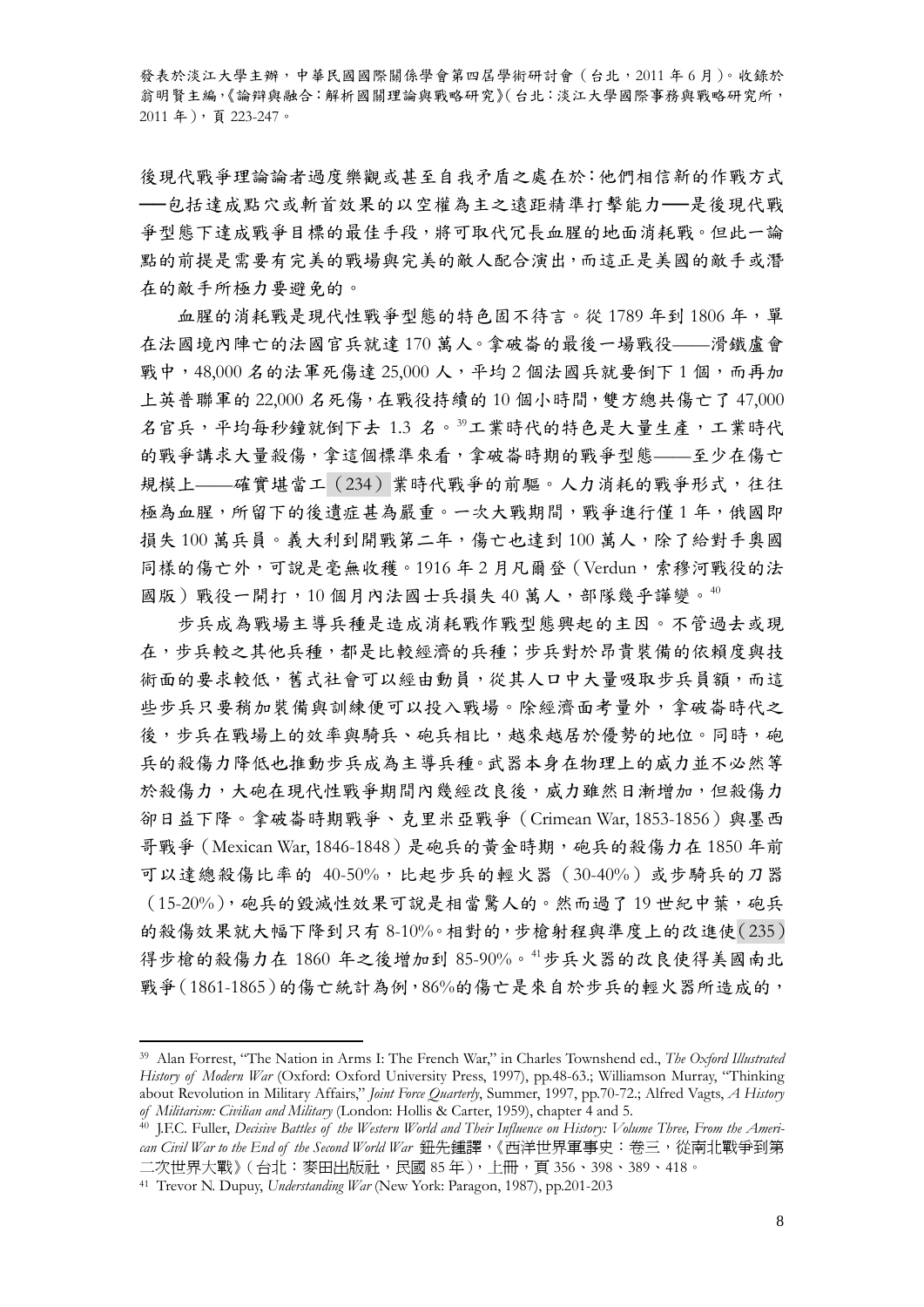後現代戰爭理論論者過度樂觀或甚至自我矛盾之處在於：他們相信新的作戰方式──包括達成點穴或斬首效果的以空權為主之遠距精準打擊能力──是後現代戰爭型態下達成戰爭目標的最佳手段，將可取代冗長血腥的地面消耗戰。但此一論點的前提是需要有完美的戰場與完美的敵人配合演出，而這正是美國的敵手或潛在的敵手所極力要避免的。

血腥的消耗戰是現代性戰爭型態的特色固不待言。從 1789 年到 1806 年，單在法國境內陣亡的法國官兵就達 170 萬人。拿破崙的最後一場戰役——滑鐵盧會戰中，48,000 名的法軍死傷達 25,000 人，平均 2 個法國兵就要倒下 1 個，而再加上英普聯軍的 22,000 名死傷，在戰役持續的 10 個小時間，雙方總共傷亡了 47,000 名官兵，平均每秒鐘就倒下去 1.3 名。[39]工業時代的特色是大量生產，工業時代的戰爭講求大量殺傷，拿這個標準來看，拿破崙時期的戰爭型態——至少在傷亡規模上——確實堪當工（234）業時代戰爭的前驅。人力消耗的戰爭形式，往往極為血腥，所留下的後遺症甚為嚴重。一次大戰期間，戰爭進行僅 1 年，俄國即損失 100 萬兵員。義大利到開戰第二年，傷亡也達到 100 萬人，除了給對手奧國同樣的傷亡外，可說是毫無收穫。1916 年 2 月凡爾登（Verdun，索穆河戰役的法國版）戰役一開打，10 個月內法國士兵損失 40 萬人，部隊幾乎譁變。[40]

步兵成為戰場主導兵種是造成消耗戰作戰型態興起的主因。不管過去或現在，步兵較之其他兵種，都是比較經濟的兵種；步兵對於昂貴裝備的依賴度與技術面的要求較低，舊式社會可以經由動員，從其人口中大量吸取步兵員額，而這些步兵只要稍加裝備與訓練便可以投入戰場。除經濟面考量外，拿破崙時代之後，步兵在戰場上的效率與騎兵、砲兵相比，越來越居於優勢的地位。同時，砲兵的殺傷力降低也推動步兵成為主導兵種。武器本身在物理上的威力並不必然等於殺傷力，大砲在現代性戰爭期間內幾經改良後，威力雖然日漸增加，但殺傷力卻日益下降。拿破崙時期戰爭、克里米亞戰爭（Crimean War, 1853-1856）與墨西哥戰爭（Mexican War, 1846-1848）是砲兵的黃金時期，砲兵的殺傷力在 1850 年前可以達總殺傷比率的 40-50%，比起步兵的輕火器（30-40%）或步騎兵的刀器（15-20%），砲兵的毀滅性效果可說是相當驚人的。然而過了 19 世紀中葉，砲兵的殺傷效果就大幅下降到只有 8-10%。相對的，步槍射程與準度上的改進使（235）得步槍的殺傷力在 1860 年之後增加到 85-90%。[41]步兵火器的改良使得美國南北戰爭（1861-1865）的傷亡統計為例，86%的傷亡是來自於步兵的輕火器所造成的，

---

[39] Alan Forrest, "The Nation in Arms I: The French War," in Charles Townshend ed., *The Oxford Illustrated History of Modern War* (Oxford: Oxford University Press, 1997), pp.48-63.; Williamson Murray, "Thinking about Revolution in Military Affairs," *Joint Force Quarterly*, Summer, 1997, pp.70-72.; Alfred Vagts, *A History of Militarism: Civilian and Military* (London: Hollis & Carter, 1959), chapter 4 and 5.

[40] J.F.C. Fuller, *Decisive Battles of the Western World and Their Influence on History: Volume Three, From the American Civil War to the End of the Second World War* 鈕先鍾譯，《西洋世界軍事史：卷三，從南北戰爭到第二次世界大戰》（台北：麥田出版社，民國 85 年），上冊，頁 356、398、389、418。

[41] Trevor N. Dupuy, *Understanding War* (New York: Paragon, 1987), pp.201-203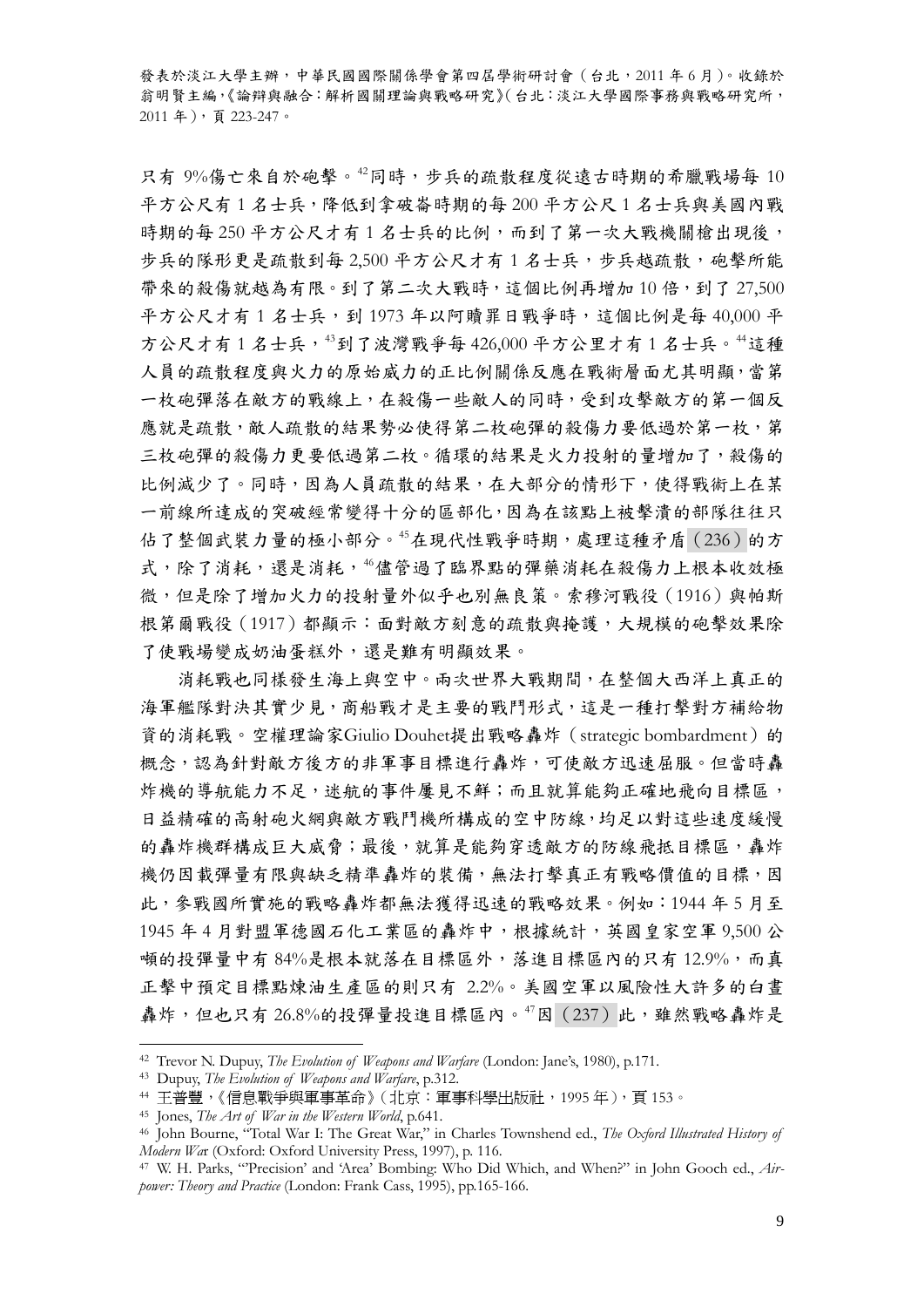只有 9%傷亡來自於砲擊。[42]同時，步兵的疏散程度從遠古時期的希臘戰場每 10 平方公尺有 1 名士兵，降低到拿破崙時期的每 200 平方公尺 1 名士兵與美國內戰時期的每 250 平方公尺才有 1 名士兵的比例，而到了第一次大戰機關槍出現後，步兵的隊形更是疏散到每 2,500 平方公尺才有 1 名士兵，步兵越疏散，砲擊所能帶來的殺傷就越為有限。到了第二次大戰時，這個比例再增加 10 倍，到了 27,500 平方公尺才有 1 名士兵，到 1973 年以阿贖罪日戰爭時，這個比例是每 40,000 平方公尺才有 1 名士兵，[43]到了波灣戰爭每 426,000 平方公里才有 1 名士兵。[44]這種人員的疏散程度與火力的原始威力的正比例關係反應在戰術層面尤其明顯，當第一枚砲彈落在敵方的戰線上，在殺傷一些敵人的同時，受到攻擊敵方的第一個反應就是疏散，敵人疏散的結果勢必使得第二枚砲彈的殺傷力要低過於第一枚，第三枚砲彈的殺傷力更要低過第二枚。循環的結果是火力投射的量增加了，殺傷的比例減少了。同時，因為人員疏散的結果，在大部分的情形下，使得戰術上在某一前線所達成的突破經常變得十分的區部化，因為在該點上被擊潰的部隊往往只佔了整個武裝力量的極小部分。[45]在現代性戰爭時期，處理這種矛盾（236）的方式，除了消耗，還是消耗，[46]儘管過了臨界點的彈藥消耗在殺傷力上根本收效極微，但是除了增加火力的投射量外似乎也別無良策。索穆河戰役（1916）與帕斯根第爾戰役（1917）都顯示：面對敵方刻意的疏散與掩護，大規模的砲擊效果除了使戰場變成奶油蛋糕外，還是難有明顯效果。

消耗戰也同樣發生海上與空中。兩次世界大戰期間，在整個大西洋上真正的海軍艦隊對決其實少見，商船戰才是主要的戰鬥形式，這是一種打擊對方補給物資的消耗戰。空權理論家Giulio Douhet提出戰略轟炸（strategic bombardment）的概念，認為針對敵方後方的非軍事目標進行轟炸，可使敵方迅速屈服。但當時轟炸機的導航能力不足，迷航的事件屢見不鮮；而且就算能夠正確地飛向目標區，日益精確的高射砲火網與敵方戰鬥機所構成的空中防線，均足以對這些速度緩慢的轟炸機群構成巨大威脅；最後，就算是能夠穿透敵方的防線飛抵目標區，轟炸機仍因載彈量有限與缺乏精準轟炸的裝備，無法打擊真正有戰略價值的目標，因此，參戰國所實施的戰略轟炸都無法獲得迅速的戰略效果。例如：1944 年 5 月至 1945 年 4 月對盟軍德國石化工業區的轟炸中，根據統計，英國皇家空軍 9,500 公噸的投彈量中有 84%是根本就落在目標區外，落進目標區內的只有 12.9%，而真正擊中預定目標點煉油生產區的則只有 2.2%。美國空軍以風險性大許多的白晝轟炸，但也只有 26.8%的投彈量投進目標區內。[47]因（237）此，雖然戰略轟炸是

---

[42] Trevor N. Dupuy, *The Evolution of Weapons and Warfare* (London: Jane's, 1980), p.171.

[43] Dupuy, *The Evolution of Weapons and Warfare*, p.312.

[44] 王普豐，《信息戰爭與軍事革命》（北京：軍事科學出版社，1995 年），頁 153。

[45] Jones, *The Art of War in the Western World*, p.641.

[46] John Bourne, "Total War I: The Great War," in Charles Townshend ed., *The Oxford Illustrated History of Modern War* (Oxford: Oxford University Press, 1997), p. 116.

[47] W. H. Parks, "'Precision' and 'Area' Bombing: Who Did Which, and When?" in John Gooch ed., *Air-power: Theory and Practice* (London: Frank Cass, 1995), pp.165-166.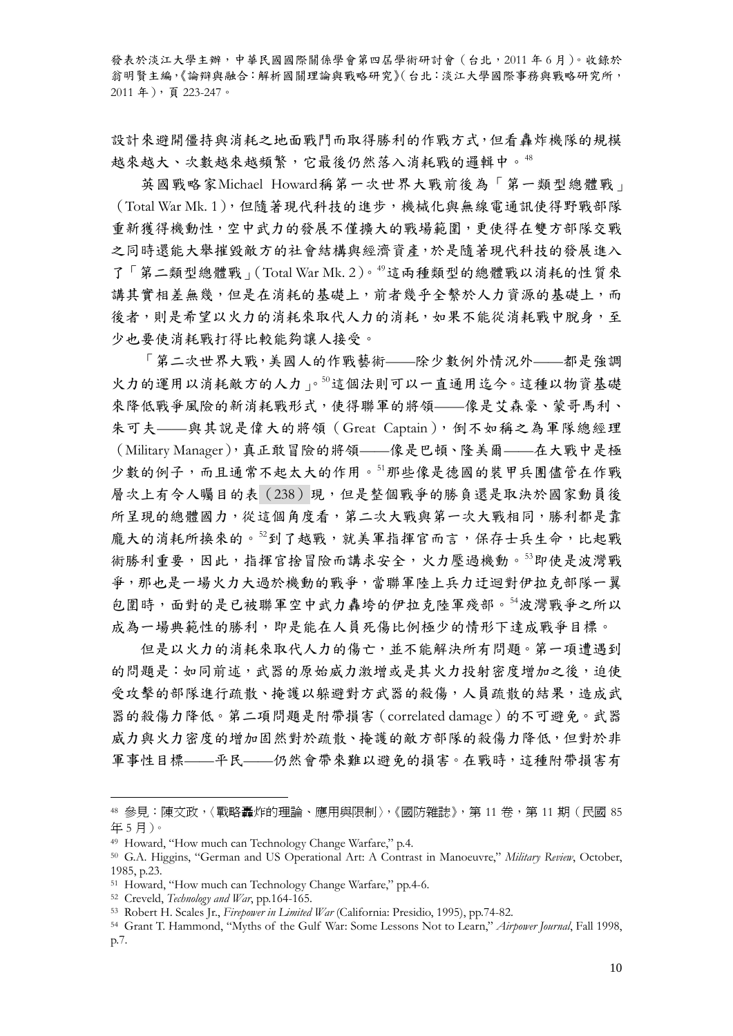設計來避開僵持與消耗之地面戰鬥而取得勝利的作戰方式，但看轟炸機隊的規模越來越大、次數越來越頻繁，它最後仍然落入消耗戰的邏輯中。[48]

英國戰略家Michael Howard稱第一次世界大戰前後為「第一類型總體戰」（Total War Mk. 1），但隨著現代科技的進步，機械化與無線電通訊使得野戰部隊重新獲得機動性，空中武力的發展不僅擴大的戰場範圍，更使得在雙方部隊交戰之同時還能大舉摧毀敵方的社會結構與經濟資產，於是隨著現代科技的發展進入了「第二類型總體戰」（Total War Mk. 2）。[49]這兩種類型的總體戰以消耗的性質來講其實相差無幾，但是在消耗的基礎上，前者幾乎全繫於人力資源的基礎上，而後者，則是希望以火力的消耗來取代人力的消耗，如果不能從消耗戰中脫身，至少也要使消耗戰打得比較能夠讓人接受。

「第二次世界大戰，美國人的作戰藝術——除少數例外情況外——都是強調火力的運用以消耗敵方的人力」。[50]這個法則可以一直通用迄今。這種以物資基礎來降低戰爭風險的新消耗戰形式，使得聯軍的將領——像是艾森豪、蒙哥馬利、朱可夫——與其說是偉大的將領（Great Captain），倒不如稱之為軍隊總經理（Military Manager），真正敢冒險的將領——像是巴頓、隆美爾——在大戰中是極少數的例子，而且通常不起太大的作用。[51]那些像是德國的裝甲兵團儘管在作戰層次上有令人矚目的表（238）現，但是整個戰爭的勝負還是取決於國家動員後所呈現的總體國力，從這個角度看，第二次大戰與第一次大戰相同，勝利都是靠龐大的消耗所換來的。[52]到了越戰，就美軍指揮官而言，保存士兵生命，比起戰術勝利重要，因此，指揮官捨冒險而講求安全，火力壓過機動。[53]即使是波灣戰爭，那也是一場火力大過於機動的戰爭，當聯軍陸上兵力迂迴對伊拉克部隊一翼包圍時，面對的是已被聯軍空中武力轟垮的伊拉克陸軍殘部。[54]波灣戰爭之所以成為一場典範性的勝利，即是能在人員死傷比例極少的情形下達成戰爭目標。

但是以火力的消耗來取代人力的傷亡，並不能解決所有問題。第一項遭遇到的問題是：如同前述，武器的原始威力激增或是其火力投射密度增加之後，迫使受攻擊的部隊進行疏散、掩護以躲避對方武器的殺傷，人員疏散的結果，造成武器的殺傷力降低。第二項問題是附帶損害（correlated damage）的不可避免。武器威力與火力密度的增加固然對於疏散、掩護的敵方部隊的殺傷力降低，但對於非軍事性目標——平民——仍然會帶來難以避免的損害。在戰時，這種附帶損害有

---

[48] 參見：陳文政，〈戰略轟炸的理論、應用與限制〉，《國防雜誌》，第 11 卷，第 11 期（民國 85 年 5 月）。

[49] Howard, "How much can Technology Change Warfare," p.4.

[50] G.A. Higgins, "German and US Operational Art: A Contrast in Manoeuvre," *Military Review*, October, 1985, p.23.

[51] Howard, "How much can Technology Change Warfare," pp.4-6.

[52] Creveld, *Technology and War*, pp.164-165.

[53] Robert H. Scales Jr., *Firepower in Limited War* (California: Presidio, 1995), pp.74-82.

[54] Grant T. Hammond, "Myths of the Gulf War: Some Lessons Not to Learn," *Airpower Journal*, Fall 1998, p.7.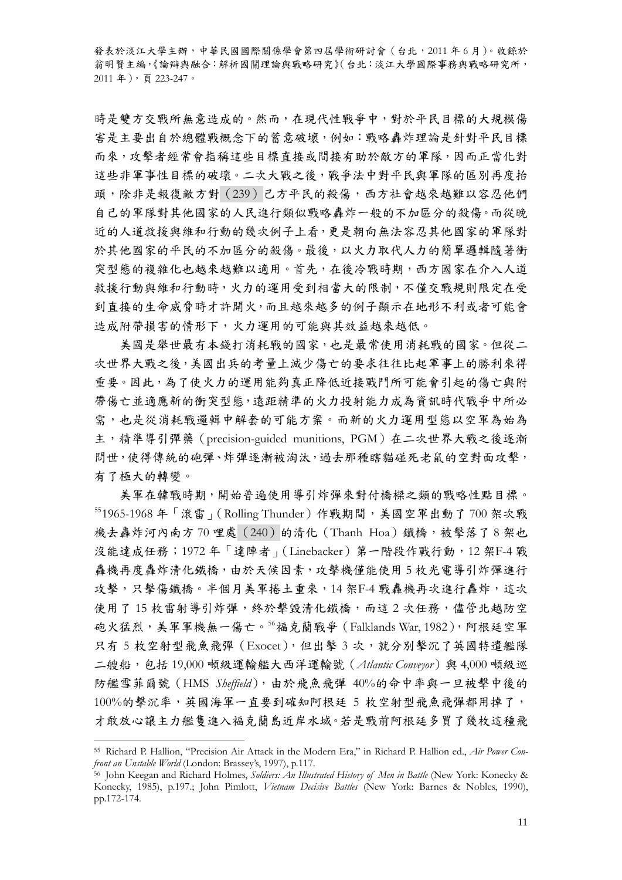時是雙方交戰所無意造成的。然而，在現代性戰爭中，對於平民目標的大規模傷害是主要出自於總體戰概念下的蓄意破壞，例如：戰略轟炸理論是針對平民目標而來，攻擊者經常會指稱這些目標直接或間接有助於敵方的軍隊，因而正當化對這些非軍事性目標的破壞。二次大戰之後，戰爭法中對平民與軍隊的區別再度抬頭，除非是報復敵方對（239）己方平民的殺傷，西方社會越來越難以容忍他們自己的軍隊對其他國家的人民進行類似戰略轟炸一般的不加區分的殺傷。而從晚近的人道救援與維和行動的幾次例子上看，更是朝向無法容忍其他國家的軍隊對於其他國家的平民的不加區分的殺傷。最後，以火力取代人力的簡單邏輯隨著衝突型態的複雜化也越來越難以適用。首先，在後冷戰時期，西方國家在介入人道救援行動與維和行動時，火力的運用受到相當大的限制，不僅交戰規則限定在受到直接的生命威脅時才許開火，而且越來越多的例子顯示在地形不利或者可能會造成附帶損害的情形下，火力運用的可能與其效益越來越低。

美國是舉世最有本錢打消耗戰的國家，也是最常使用消耗戰的國家。但從二次世界大戰之後，美國出兵的考量上減少傷亡的要求往往比起軍事上的勝利來得重要。因此，為了使火力的運用能夠真正降低近接戰鬥所可能會引起的傷亡與附帶傷亡並適應新的衝突型態，遠距精準的火力投射能力成為資訊時代戰爭中所必需，也是從消耗戰邏輯中解套的可能方案。而新的火力運用型態以空軍為始為主，精準導引彈藥（precision-guided munitions, PGM）在二次世界大戰之後逐漸問世，使得傳統的砲彈、炸彈逐漸被淘汰，過去那種瞎貓碰死老鼠的空對面攻擊，有了極大的轉變。

美軍在韓戰時期，開始普遍使用導引炸彈來對付橋樑之類的戰略性點目標。[55]1965-1968 年「滾雷」（Rolling Thunder）作戰期間，美國空軍出動了 700 架次戰機去轟炸河內南方 70 哩處（240）的清化（Thanh Hoa）鐵橋，被擊落了 8 架也沒能達成任務；1972 年「達陣者」（Linebacker）第一階段作戰行動，12 架F-4 戰轟機再度轟炸清化鐵橋，由於天候因素，攻擊機僅能使用 5 枚光電導引炸彈進行攻擊，只擊傷鐵橋。半個月美軍捲土重來，14 架F-4 戰轟機再次進行轟炸，這次使用了 15 枚雷射導引炸彈，終於擊毀清化鐵橋，而這 2 次任務，儘管北越防空砲火猛烈，美軍軍機無一傷亡。[56]福克蘭戰爭（Falklands War, 1982），阿根廷空軍只有 5 枚空射型飛魚飛彈（Exocet），但出擊 3 次，就分別擊沉了英國特遣艦隊二艘船，包括 19,000 噸級運輸艦大西洋運輸號（*Atlantic Conveyor*）與 4,000 噸級巡防艦雪菲爾號（HMS *Sheffield*），由於飛魚飛彈 40%的命中率與一旦被擊中後的 100%的擊沉率，英國海軍一直要到確知阿根廷 5 枚空射型飛魚飛彈都用掉了，才敢放心讓主力艦隻進入福克蘭島近岸水域。若是戰前阿根廷多買了幾枚這種飛

---

[55] Richard P. Hallion, "Precision Air Attack in the Modern Era," in Richard P. Hallion ed., *Air Power Confront an Unstable World* (London: Brassey's, 1997), p.117.

[56] John Keegan and Richard Holmes, *Soldiers: An Illustrated History of Men in Battle* (New York: Konecky & Konecky, 1985), p.197.; John Pimlott, *Vietnam Decisive Battles* (New York: Barnes & Nobles, 1990), pp.172-174.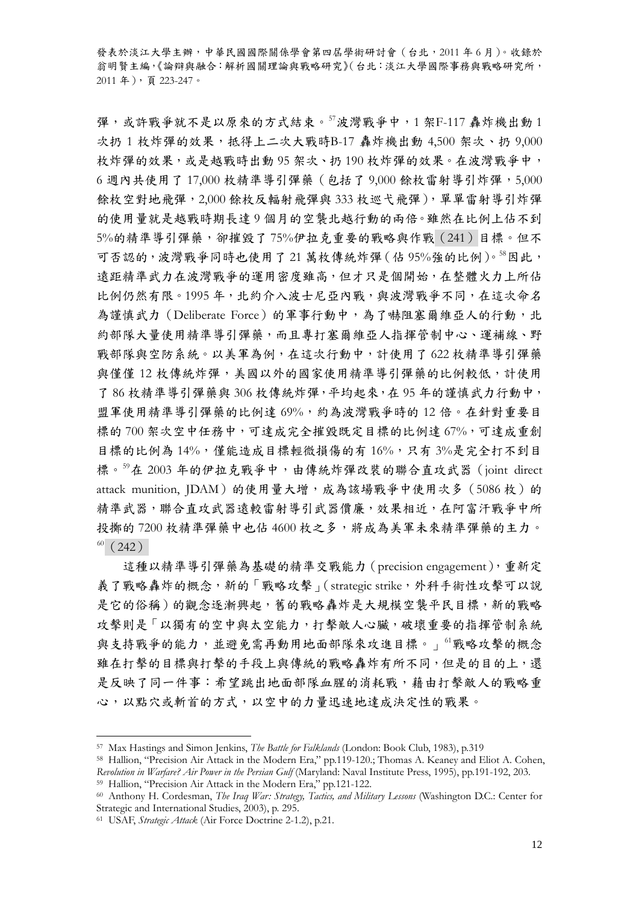彈，或許戰爭就不是以原來的方式結束。[57]波灣戰爭中，1 架F-117 轟炸機出動 1 次扔 1 枚炸彈的效果，抵得上二次大戰時B-17 轟炸機出動 4,500 架次、扔 9,000 枚炸彈的效果，或是越戰時出動 95 架次、扔 190 枚炸彈的效果。在波灣戰爭中，6 週內共使用了 17,000 枚精準導引彈藥（包括了 9,000 餘枚雷射導引炸彈，5,000 餘枚空對地飛彈，2,000 餘枚反輻射飛彈與 333 枚巡弋飛彈），單單雷射導引炸彈的使用量就是越戰時期長達 9 個月的空襲北越行動的兩倍。雖然在比例上佔不到 5%的精準導引彈藥，卻摧毀了 75%伊拉克重要的戰略與作戰（241）目標。但不可否認的，波灣戰爭同時也使用了 21 萬枚傳統炸彈（佔 95%強的比例）。[58]因此，遠距精準武力在波灣戰爭的運用密度雖高，但才只是個開始，在整體火力上所佔比例仍然有限。1995 年，北約介入波士尼亞內戰，與波灣戰爭不同，在這次命名為謹慎武力（Deliberate Force）的軍事行動中，為了嚇阻塞爾維亞人的行動，北約部隊大量使用精準導引彈藥，而且專打塞爾維亞人指揮管制中心、運補線、野戰部隊與空防系統。以美軍為例，在這次行動中，計使用了 622 枚精準導引彈藥與僅僅 12 枚傳統炸彈，美國以外的國家使用精準導引彈藥的比例較低，計使用了 86 枚精準導引彈藥與 306 枚傳統炸彈，平均起來，在 95 年的謹慎武力行動中，盟軍使用精準導引彈藥的比例達 69%，約為波灣戰爭時的 12 倍。在針對重要目標的 700 架次空中任務中，可達成完全摧毀既定目標的比例達 67%，可達成重創目標的比例為 14%，僅能造成目標輕微損傷的有 16%，只有 3%是完全打不到目標。[59]在 2003 年的伊拉克戰爭中，由傳統炸彈改裝的聯合直攻武器（joint direct attack munition, JDAM）的使用量大增，成為該場戰爭中使用次多（5086 枚）的精準武器，聯合直攻武器遠較雷射導引武器價廉，效果相近，在阿富汗戰爭中所投擲的 7200 枚精準彈藥中也佔 4600 枚之多，將成為美軍未來精準彈藥的主力。[60]（242）

這種以精準導引彈藥為基礎的精準交戰能力（precision engagement），重新定義了戰略轟炸的概念，新的「戰略攻擊」（strategic strike，外科手術性攻擊可以說是它的俗稱）的觀念逐漸興起，舊的戰略轟炸是大規模空襲平民目標，新的戰略攻擊則是「以獨有的空中與太空能力，打擊敵人心臟，破壞重要的指揮管制系統與支持戰爭的能力，並避免需再動用地面部隊來攻進目標。」[61]戰略攻擊的概念雖在打擊的目標與打擊的手段上與傳統的戰略轟炸有所不同，但是的目的上，還是反映了同一件事：希望跳出地面部隊血腥的消耗戰，藉由打擊敵人的戰略重心，以點穴或斬首的方式，以空中的力量迅速地達成決定性的戰果。

---

[57] Max Hastings and Simon Jenkins, *The Battle for Falklands* (London: Book Club, 1983), p.319

[58] Hallion, "Precision Air Attack in the Modern Era," pp.119-120.; Thomas A. Keaney and Eliot A. Cohen, *Revolution in Warfare? Air Power in the Persian Gulf* (Maryland: Naval Institute Press, 1995), pp.191-192, 203.

[59] Hallion, "Precision Air Attack in the Modern Era," pp.121-122.

[60] Anthony H. Cordesman, *The Iraq War: Strategy, Tactics, and Military Lessons* (Washington D.C.: Center for Strategic and International Studies, 2003), p. 295.

[61] USAF, *Strategic Attack* (Air Force Doctrine 2-1.2), p.21.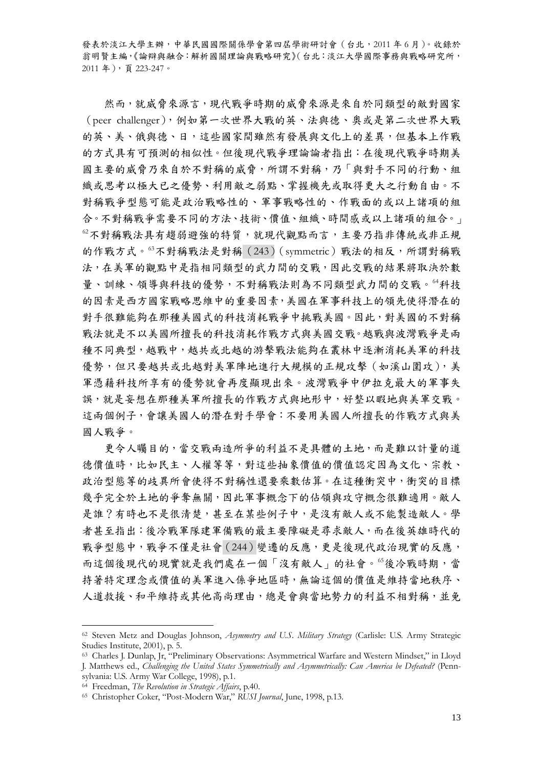然而，就威脅來源言，現代戰爭時期的威脅來源是來自於同類型的敵對國家（peer challenger），例如第一次世界大戰的英、法與德、奧或是第二次世界大戰的英、美、俄與德、日，這些國家間雖然有發展與文化上的差異，但基本上作戰的方式具有可預測的相似性。但後現代戰爭理論論者指出：在後現代戰爭時期美國主要的威脅乃來自於不對稱的威脅，所謂不對稱，乃「與對手不同的行動、組織或思考以極大已之優勢、利用敵之弱點、掌握機先或取得更大之行動自由。不對稱戰爭型態可能是政治戰略性的、軍事戰略性的、作戰面的或以上諸項的組合。不對稱戰爭需要不同的方法、技術、價值、組織、時間感或以上諸項的組合。」[62]不對稱戰法具有趨弱避強的特質，就現代觀點而言，主要乃指非傳統或非正規的作戰方式。[63]不對稱戰法是對稱（243）（symmetric）戰法的相反，所謂對稱戰法，在美軍的觀點中是指相同類型的武力間的交戰，因此交戰的結果將取決於數量、訓練、領導與科技的優勢，不對稱戰法則為不同類型武力間的交戰。[64]科技的因素是西方國家戰略思維中的重要因素，美國在軍事科技上的領先使得潛在的對手很難能夠在那種美國式的科技消耗戰爭中挑戰美國。因此，對美國的不對稱戰法就是不以美國所擅長的科技消耗作戰方式與美國交戰。越戰與波灣戰爭是兩種不同典型，越戰中，越共或北越的游擊戰法能夠在叢林中逐漸消耗美軍的科技優勢，但只要越共或北越對美軍陣地進行大規模的正規攻擊（如溪山圍攻），美軍憑藉科技所享有的優勢就會再度顯現出來。波灣戰爭中伊拉克最大的軍事失誤，就是妄想在那種美軍所擅長的作戰方式與地形中，好整以暇地與美軍交戰。這兩個例子，會讓美國人的潛在對手學會：不要用美國人所擅長的作戰方式與美國人戰爭。

更令人矚目的，當交戰兩造所爭的利益不是具體的土地，而是難以計量的道德價值時，比如民主、人權等等，對這些抽象價值的價值認定因為文化、宗教、政治型態等的歧異所會使得不對稱性還要乘數估算。在這種衝突中，衝突的目標幾乎完全於土地的爭奪無關，因此軍事概念下的佔領與攻守概念很難適用。敵人是誰？有時也不是很清楚，甚至在某些例子中，是沒有敵人或不能製造敵人。學者甚至指出：後冷戰軍隊建軍備戰的最主要障礙是尋求敵人，而在後英雄時代的戰爭型態中，戰爭不僅是社會（244）變遷的反應，更是後現代政治現實的反應，而這個後現代的現實就是我們處在一個「沒有敵人」的社會。[65]後冷戰時期，當持著特定理念或價值的美軍進入係爭地區時，無論這個的價值是維持當地秩序、人道救援、和平維持或其他高尚理由，總是會與當地勢力的利益不相對稱，並免

---

[62] Steven Metz and Douglas Johnson, *Asymmetry and U.S. Military Strategy* (Carlisle: U.S. Army Strategic Studies Institute, 2001), p. 5.

[63] Charles J. Dunlap, Jr, "Preliminary Observations: Asymmetrical Warfare and Western Mindset," in Lloyd J. Matthews ed., *Challenging the United States Symmetrically and Asymmetrically: Can America be Defeated?* (Pennsylvania: U.S. Army War College, 1998), p.1.

[64] Freedman, *The Revolution in Strategic Affairs*, p.40.

[65] Christopher Coker, "Post-Modern War," *RUSI Journal*, June, 1998, p.13.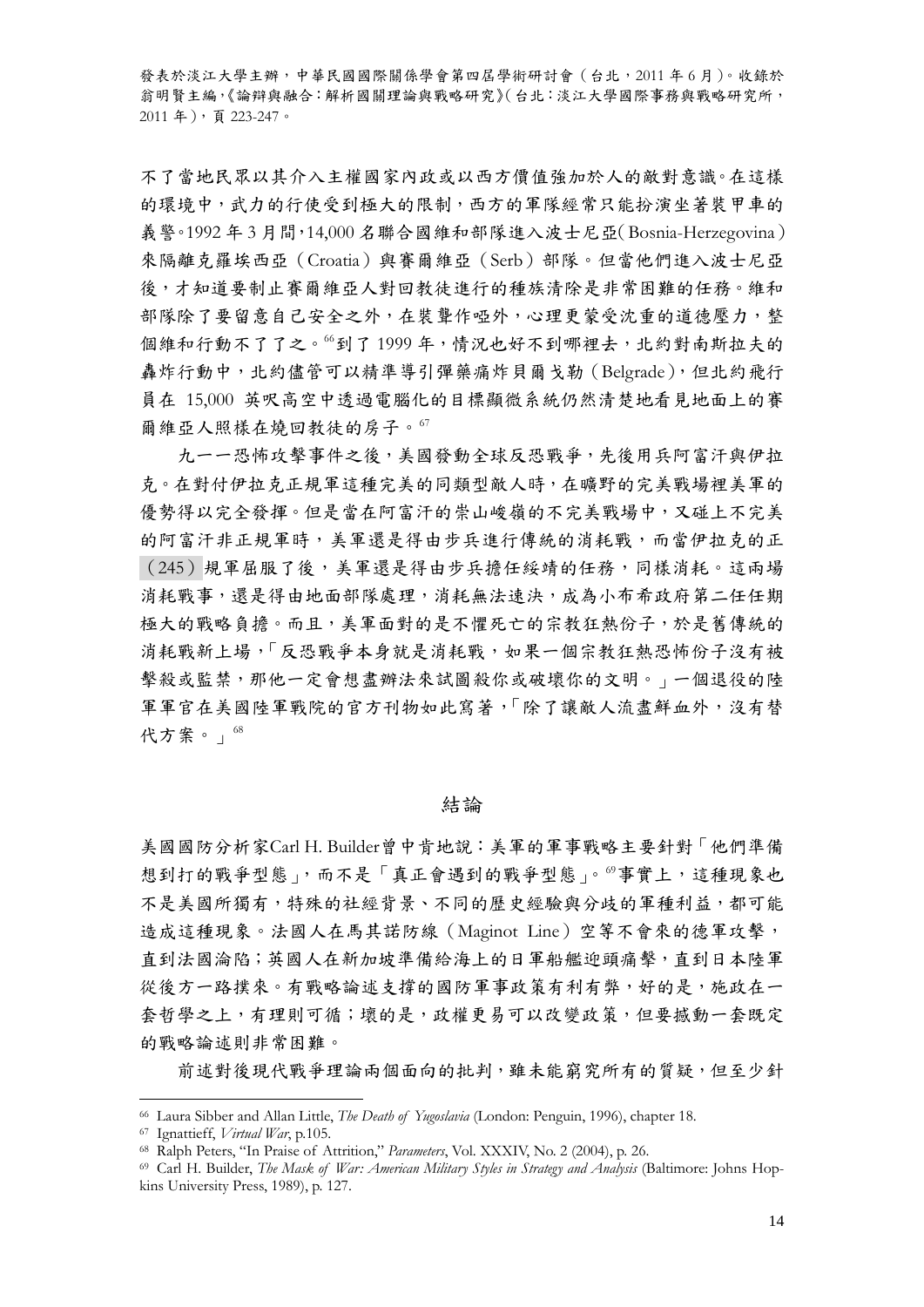不了當地民眾以其介入主權國家內政或以西方價值強加於人的敵對意識。在這樣的環境中，武力的行使受到極大的限制，西方的軍隊經常只能扮演坐著裝甲車的義警。1992 年 3 月間，14,000 名聯合國維和部隊進入波士尼亞（Bosnia-Herzegovina）來隔離克羅埃西亞（Croatia）與賽爾維亞（Serb）部隊。但當他們進入波士尼亞後，才知道要制止賽爾維亞人對回教徒進行的種族清除是非常困難的任務。維和部隊除了要留意自己安全之外，在裝聾作啞外，心理更蒙受沈重的道德壓力，整個維和行動不了了之。[66]到了 1999 年，情況也好不到哪裡去，北約對南斯拉夫的轟炸行動中，北約儘管可以精準導引彈藥痛炸貝爾戈勒（Belgrade），但北約飛行員在 15,000 英呎高空中透過電腦化的目標顯微系統仍然清楚地看見地面上的賽爾維亞人照樣在燒回教徒的房子。[67]

九一一恐怖攻擊事件之後，美國發動全球反恐戰爭，先後用兵阿富汗與伊拉克。在對付伊拉克正規軍這種完美的同類型敵人時，在曠野的完美戰場裡美軍的優勢得以完全發揮。但是當在阿富汗的崇山峻嶺的不完美戰場中，又碰上不完美的阿富汗非正規軍時，美軍還是得由步兵進行傳統的消耗戰，而當伊拉克的正（245）規軍屈服了後，美軍還是得由步兵擔任綏靖的任務，同樣消耗。這兩場消耗戰事，還是得由地面部隊處理，消耗無法速決，成為小布希政府第二任任期極大的戰略負擔。而且，美軍面對的是不懼死亡的宗教狂熱份子，於是舊傳統的消耗戰新上場，「反恐戰爭本身就是消耗戰，如果一個宗教狂熱恐怖份子沒有被擊殺或監禁，那他一定會想盡辦法來試圖殺你或破壞你的文明。」一個退役的陸軍軍官在美國陸軍戰院的官方刊物如此寫著，「除了讓敵人流盡鮮血外，沒有替代方案。」[68]

## 結論

美國國防分析家Carl H. Builder曾中肯地說：美軍的軍事戰略主要針對「他們準備想到打的戰爭型態」，而不是「真正會遇到的戰爭型態」。[69]事實上，這種現象也不是美國所獨有，特殊的社經背景、不同的歷史經驗與分歧的軍種利益，都可能造成這種現象。法國人在馬其諾防線（Maginot Line）空等不會來的德軍攻擊，直到法國淪陷；英國人在新加坡準備給海上的日軍船艦迎頭痛擊，直到日本陸軍從後方一路撲來。有戰略論述支撐的國防軍事政策有利有弊，好的是，施政在一套哲學之上，有理則可循；壞的是，政權更易可以改變政策，但要撼動一套既定的戰略論述則非常困難。

前述對後現代戰爭理論兩個面向的批判，雖未能窮究所有的質疑，但至少針

---

[66] Laura Sibber and Allan Little, *The Death of Yugoslavia* (London: Penguin, 1996), chapter 18.

[67] Ignattieff, *Virtual War*, p.105.

[68] Ralph Peters, "In Praise of Attrition," *Parameters*, Vol. XXXIV, No. 2 (2004), p. 26.

[69] Carl H. Builder, *The Mask of War: American Military Styles in Strategy and Analysis* (Baltimore: Johns Hopkins University Press, 1989), p. 127.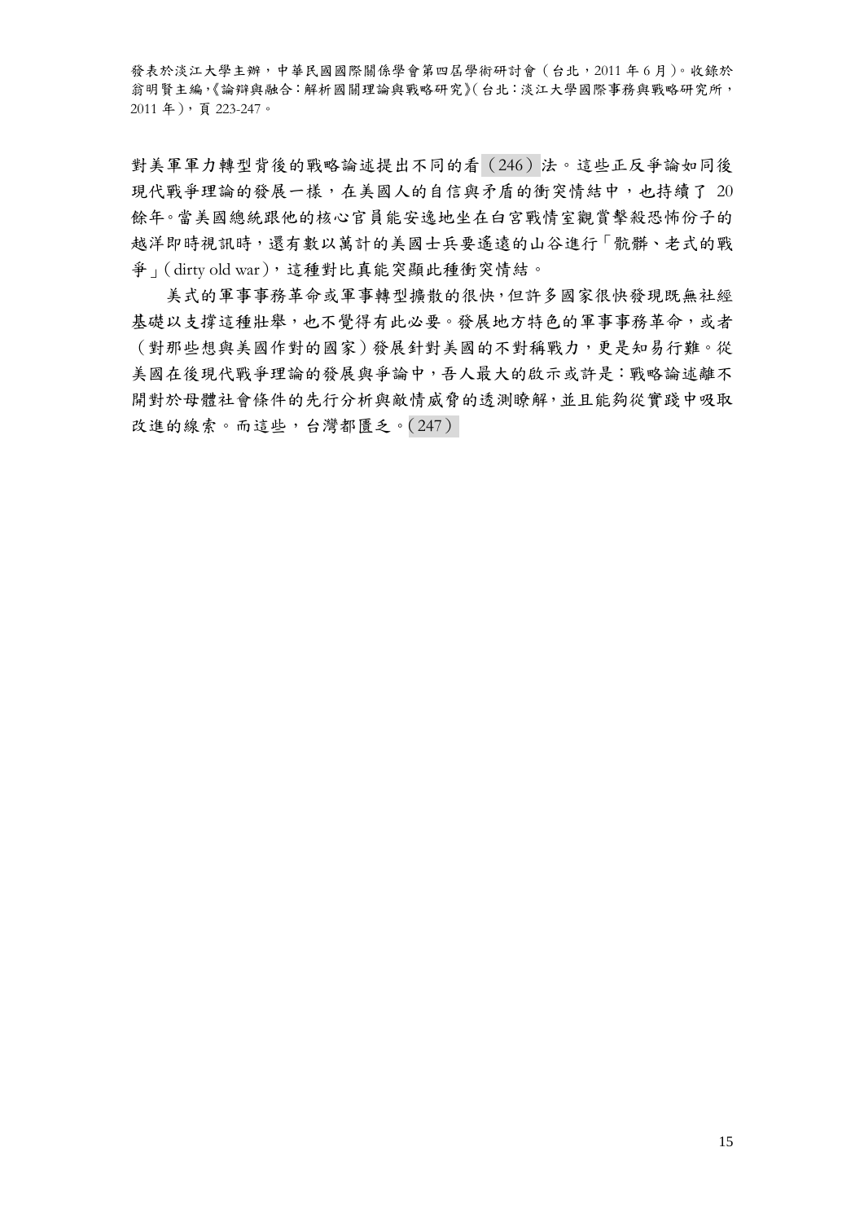對美軍軍力轉型背後的戰略論述提出不同的看（246）法。這些正反爭論如同後現代戰爭理論的發展一樣，在美國人的自信與矛盾的衝突情結中，也持續了 20 餘年。當美國總統跟他的核心官員能安逸地坐在白宮戰情室觀賞擊殺恐怖份子的越洋即時視訊時，還有數以萬計的美國士兵要遙遠的山谷進行「骯髒、老式的戰爭」（dirty old war），這種對比真能突顯此種衝突情結。

美式的軍事事務革命或軍事轉型擴散的很快，但許多國家很快發現既無社經基礎以支撐這種壯舉，也不覺得有此必要。發展地方特色的軍事事務革命，或者（對那些想與美國作對的國家）發展針對美國的不對稱戰力，更是知易行難。從美國在後現代戰爭理論的發展與爭論中，吾人最大的啟示或許是：戰略論述離不開對於母體社會條件的先行分析與敵情威脅的透測瞭解，並且能夠從實踐中吸取改進的線索。而這些，台灣都匱乏。（247）